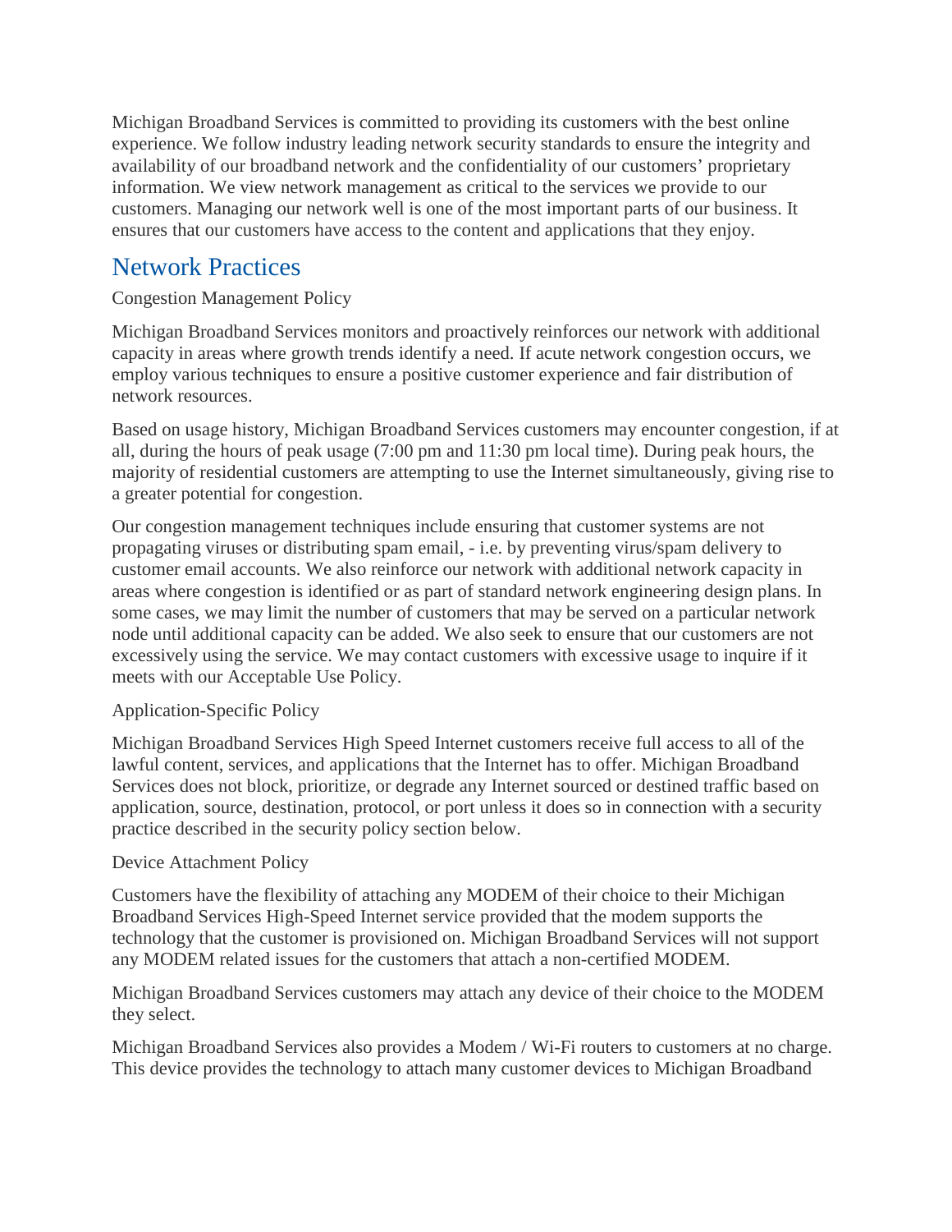Michigan Broadband Services is committed to providing its customers with the best online experience. We follow industry leading network security standards to ensure the integrity and availability of our broadband network and the confidentiality of our customers' proprietary information. We view network management as critical to the services we provide to our customers. Managing our network well is one of the most important parts of our business. It ensures that our customers have access to the content and applications that they enjoy.

## Network Practices

Congestion Management Policy

Michigan Broadband Services monitors and proactively reinforces our network with additional capacity in areas where growth trends identify a need. If acute network congestion occurs, we employ various techniques to ensure a positive customer experience and fair distribution of network resources.

Based on usage history, Michigan Broadband Services customers may encounter congestion, if at all, during the hours of peak usage (7:00 pm and 11:30 pm local time). During peak hours, the majority of residential customers are attempting to use the Internet simultaneously, giving rise to a greater potential for congestion.

Our congestion management techniques include ensuring that customer systems are not propagating viruses or distributing spam email, - i.e. by preventing virus/spam delivery to customer email accounts. We also reinforce our network with additional network capacity in areas where congestion is identified or as part of standard network engineering design plans. In some cases, we may limit the number of customers that may be served on a particular network node until additional capacity can be added. We also seek to ensure that our customers are not excessively using the service. We may contact customers with excessive usage to inquire if it meets with our Acceptable Use Policy.

Application-Specific Policy

Michigan Broadband Services High Speed Internet customers receive full access to all of the lawful content, services, and applications that the Internet has to offer. Michigan Broadband Services does not block, prioritize, or degrade any Internet sourced or destined traffic based on application, source, destination, protocol, or port unless it does so in connection with a security practice described in the security policy section below.

Device Attachment Policy

Customers have the flexibility of attaching any MODEM of their choice to their Michigan Broadband Services High-Speed Internet service provided that the modem supports the technology that the customer is provisioned on. Michigan Broadband Services will not support any MODEM related issues for the customers that attach a non-certified MODEM.

Michigan Broadband Services customers may attach any device of their choice to the MODEM they select.

Michigan Broadband Services also provides a Modem / Wi-Fi routers to customers at no charge. This device provides the technology to attach many customer devices to Michigan Broadband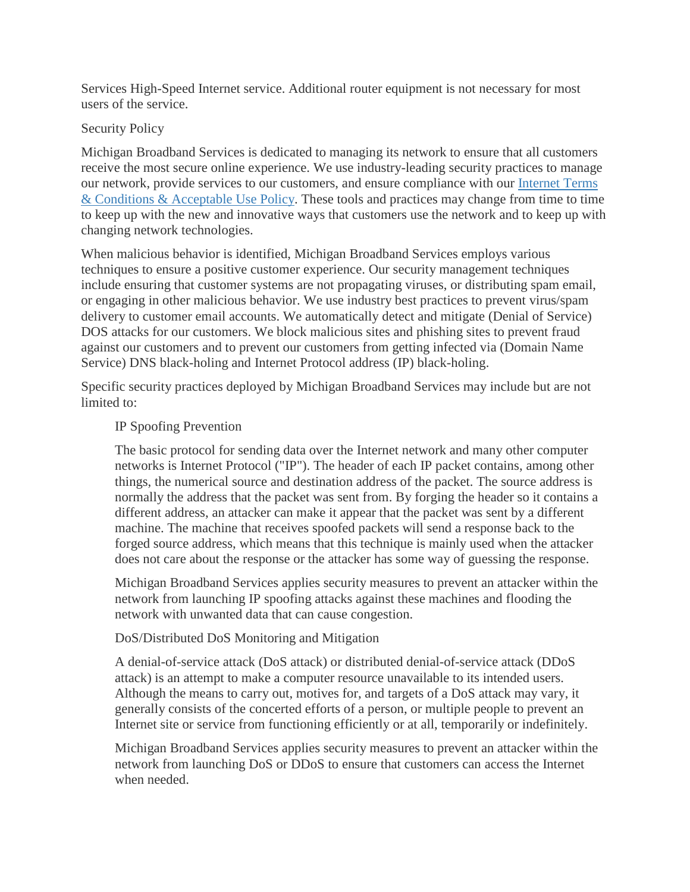Services High-Speed Internet service. Additional router equipment is not necessary for most users of the service.

## Security Policy

Michigan Broadband Services is dedicated to managing its network to ensure that all customers receive the most secure online experience. We use industry-leading security practices to manage our network, provide services to our customers, and ensure compliance with our [Internet Terms & Conditions & Acceptable Use Policy](). These tools and practices may change from time to time to keep up with the new and innovative ways that customers use the network and to keep up with changing network technologies.

When malicious behavior is identified, Michigan Broadband Services employs various techniques to ensure a positive customer experience. Our security management techniques include ensuring that customer systems are not propagating viruses, or distributing spam email, or engaging in other malicious behavior. We use industry best practices to prevent virus/spam delivery to customer email accounts. We automatically detect and mitigate (Denial of Service) DOS attacks for our customers. We block malicious sites and phishing sites to prevent fraud against our customers and to prevent our customers from getting infected via (Domain Name Service) DNS black-holing and Internet Protocol address (IP) black-holing.

Specific security practices deployed by Michigan Broadband Services may include but are not limited to:

### IP Spoofing Prevention

The basic protocol for sending data over the Internet network and many other computer networks is Internet Protocol ("IP"). The header of each IP packet contains, among other things, the numerical source and destination address of the packet. The source address is normally the address that the packet was sent from. By forging the header so it contains a different address, an attacker can make it appear that the packet was sent by a different machine. The machine that receives spoofed packets will send a response back to the forged source address, which means that this technique is mainly used when the attacker does not care about the response or the attacker has some way of guessing the response.

Michigan Broadband Services applies security measures to prevent an attacker within the network from launching IP spoofing attacks against these machines and flooding the network with unwanted data that can cause congestion.

### DoS/Distributed DoS Monitoring and Mitigation

A denial-of-service attack (DoS attack) or distributed denial-of-service attack (DDoS attack) is an attempt to make a computer resource unavailable to its intended users. Although the means to carry out, motives for, and targets of a DoS attack may vary, it generally consists of the concerted efforts of a person, or multiple people to prevent an Internet site or service from functioning efficiently or at all, temporarily or indefinitely.

Michigan Broadband Services applies security measures to prevent an attacker within the network from launching DoS or DDoS to ensure that customers can access the Internet when needed.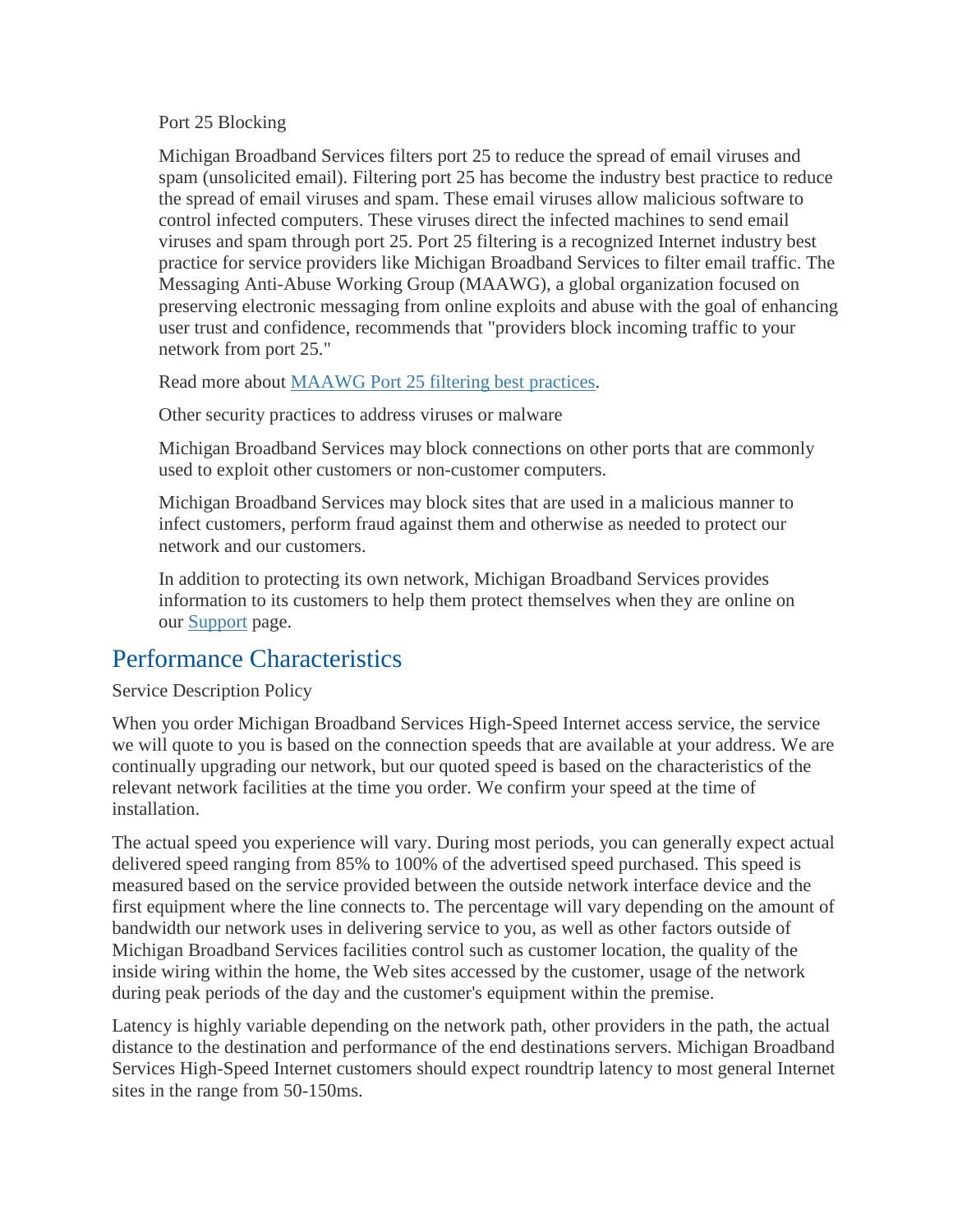Port 25 Blocking

Michigan Broadband Services filters port 25 to reduce the spread of email viruses and spam (unsolicited email). Filtering port 25 has become the industry best practice to reduce the spread of email viruses and spam. These email viruses allow malicious software to control infected computers. These viruses direct the infected machines to send email viruses and spam through port 25. Port 25 filtering is a recognized Internet industry best practice for service providers like Michigan Broadband Services to filter email traffic. The Messaging Anti-Abuse Working Group (MAAWG), a global organization focused on preserving electronic messaging from online exploits and abuse with the goal of enhancing user trust and confidence, recommends that "providers block incoming traffic to your network from port 25."

Read more about MAAWG Port 25 filtering best practices.

Other security practices to address viruses or malware

Michigan Broadband Services may block connections on other ports that are commonly used to exploit other customers or non-customer computers.

Michigan Broadband Services may block sites that are used in a malicious manner to infect customers, perform fraud against them and otherwise as needed to protect our network and our customers.

In addition to protecting its own network, Michigan Broadband Services provides information to its customers to help them protect themselves when they are online on our Support page.

## Performance Characteristics

Service Description Policy

When you order Michigan Broadband Services High-Speed Internet access service, the service we will quote to you is based on the connection speeds that are available at your address. We are continually upgrading our network, but our quoted speed is based on the characteristics of the relevant network facilities at the time you order. We confirm your speed at the time of installation.

The actual speed you experience will vary. During most periods, you can generally expect actual delivered speed ranging from 85% to 100% of the advertised speed purchased. This speed is measured based on the service provided between the outside network interface device and the first equipment where the line connects to. The percentage will vary depending on the amount of bandwidth our network uses in delivering service to you, as well as other factors outside of Michigan Broadband Services facilities control such as customer location, the quality of the inside wiring within the home, the Web sites accessed by the customer, usage of the network during peak periods of the day and the customer's equipment within the premise.

Latency is highly variable depending on the network path, other providers in the path, the actual distance to the destination and performance of the end destinations servers. Michigan Broadband Services High-Speed Internet customers should expect roundtrip latency to most general Internet sites in the range from 50-150ms.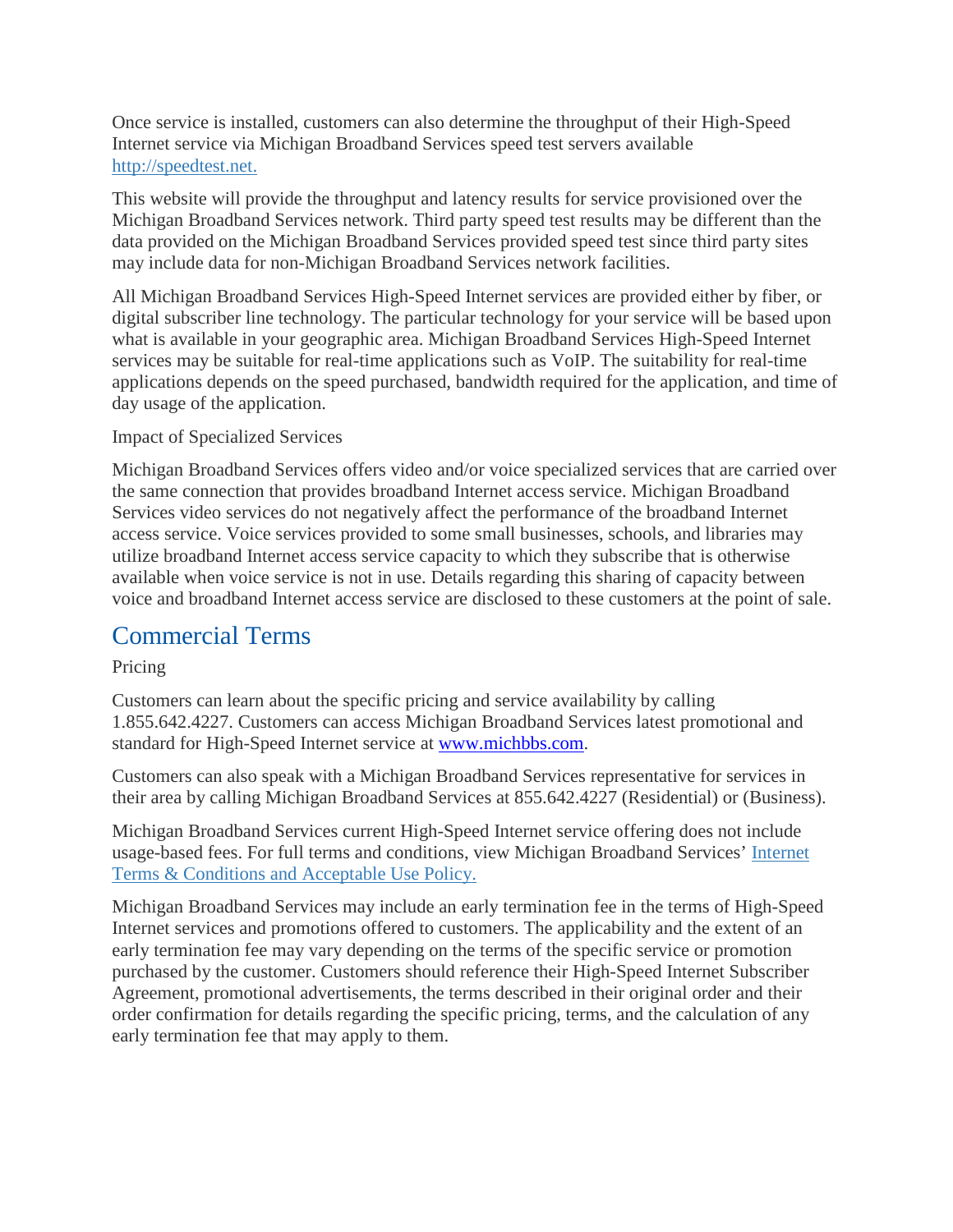Once service is installed, customers can also determine the throughput of their High-Speed Internet service via Michigan Broadband Services speed test servers available [http://speedtest.net.](http://speedtest.net.)

This website will provide the throughput and latency results for service provisioned over the Michigan Broadband Services network. Third party speed test results may be different than the data provided on the Michigan Broadband Services provided speed test since third party sites may include data for non-Michigan Broadband Services network facilities.

All Michigan Broadband Services High-Speed Internet services are provided either by fiber, or digital subscriber line technology. The particular technology for your service will be based upon what is available in your geographic area. Michigan Broadband Services High-Speed Internet services may be suitable for real-time applications such as VoIP. The suitability for real-time applications depends on the speed purchased, bandwidth required for the application, and time of day usage of the application.

Impact of Specialized Services

Michigan Broadband Services offers video and/or voice specialized services that are carried over the same connection that provides broadband Internet access service. Michigan Broadband Services video services do not negatively affect the performance of the broadband Internet access service. Voice services provided to some small businesses, schools, and libraries may utilize broadband Internet access service capacity to which they subscribe that is otherwise available when voice service is not in use. Details regarding this sharing of capacity between voice and broadband Internet access service are disclosed to these customers at the point of sale.

## Commercial Terms

Pricing

Customers can learn about the specific pricing and service availability by calling 1.855.642.4227. Customers can access Michigan Broadband Services latest promotional and standard for High-Speed Internet service at [www.michbbs.com](http://www.michbbs.com).

Customers can also speak with a Michigan Broadband Services representative for services in their area by calling Michigan Broadband Services at 855.642.4227 (Residential) or (Business).

Michigan Broadband Services current High-Speed Internet service offering does not include usage-based fees. For full terms and conditions, view Michigan Broadband Services' Internet Terms & Conditions and Acceptable Use Policy.

Michigan Broadband Services may include an early termination fee in the terms of High-Speed Internet services and promotions offered to customers. The applicability and the extent of an early termination fee may vary depending on the terms of the specific service or promotion purchased by the customer. Customers should reference their High-Speed Internet Subscriber Agreement, promotional advertisements, the terms described in their original order and their order confirmation for details regarding the specific pricing, terms, and the calculation of any early termination fee that may apply to them.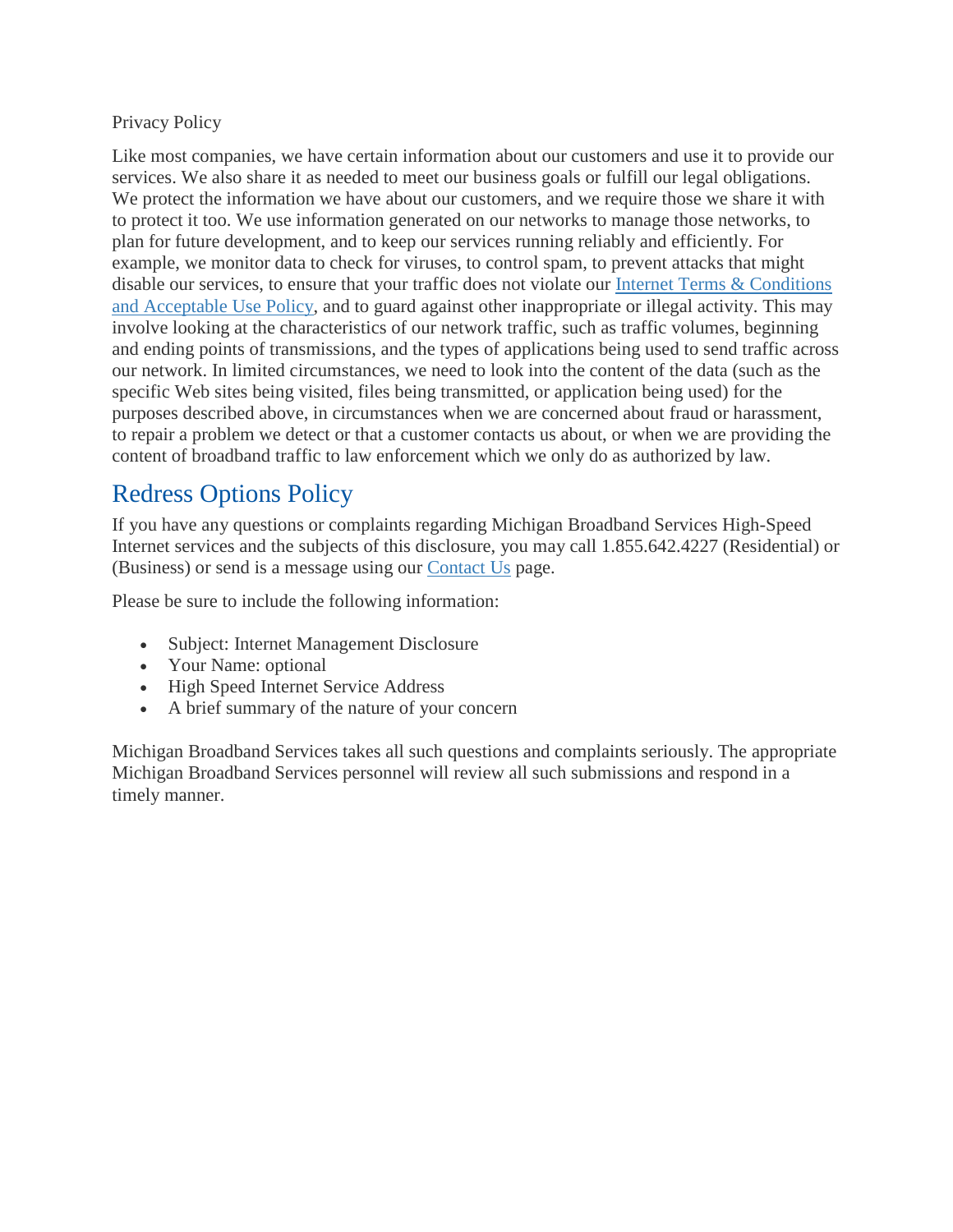Privacy Policy

Like most companies, we have certain information about our customers and use it to provide our services. We also share it as needed to meet our business goals or fulfill our legal obligations. We protect the information we have about our customers, and we require those we share it with to protect it too. We use information generated on our networks to manage those networks, to plan for future development, and to keep our services running reliably and efficiently. For example, we monitor data to check for viruses, to control spam, to prevent attacks that might disable our services, to ensure that your traffic does not violate our Internet Terms & Conditions and Acceptable Use Policy, and to guard against other inappropriate or illegal activity. This may involve looking at the characteristics of our network traffic, such as traffic volumes, beginning and ending points of transmissions, and the types of applications being used to send traffic across our network. In limited circumstances, we need to look into the content of the data (such as the specific Web sites being visited, files being transmitted, or application being used) for the purposes described above, in circumstances when we are concerned about fraud or harassment, to repair a problem we detect or that a customer contacts us about, or when we are providing the content of broadband traffic to law enforcement which we only do as authorized by law.

## Redress Options Policy

If you have any questions or complaints regarding Michigan Broadband Services High-Speed Internet services and the subjects of this disclosure, you may call 1.855.642.4227 (Residential) or (Business) or send is a message using our Contact Us page.

Please be sure to include the following information:

- Subject: Internet Management Disclosure
- Your Name: optional
- High Speed Internet Service Address
- A brief summary of the nature of your concern

Michigan Broadband Services takes all such questions and complaints seriously. The appropriate Michigan Broadband Services personnel will review all such submissions and respond in a timely manner.